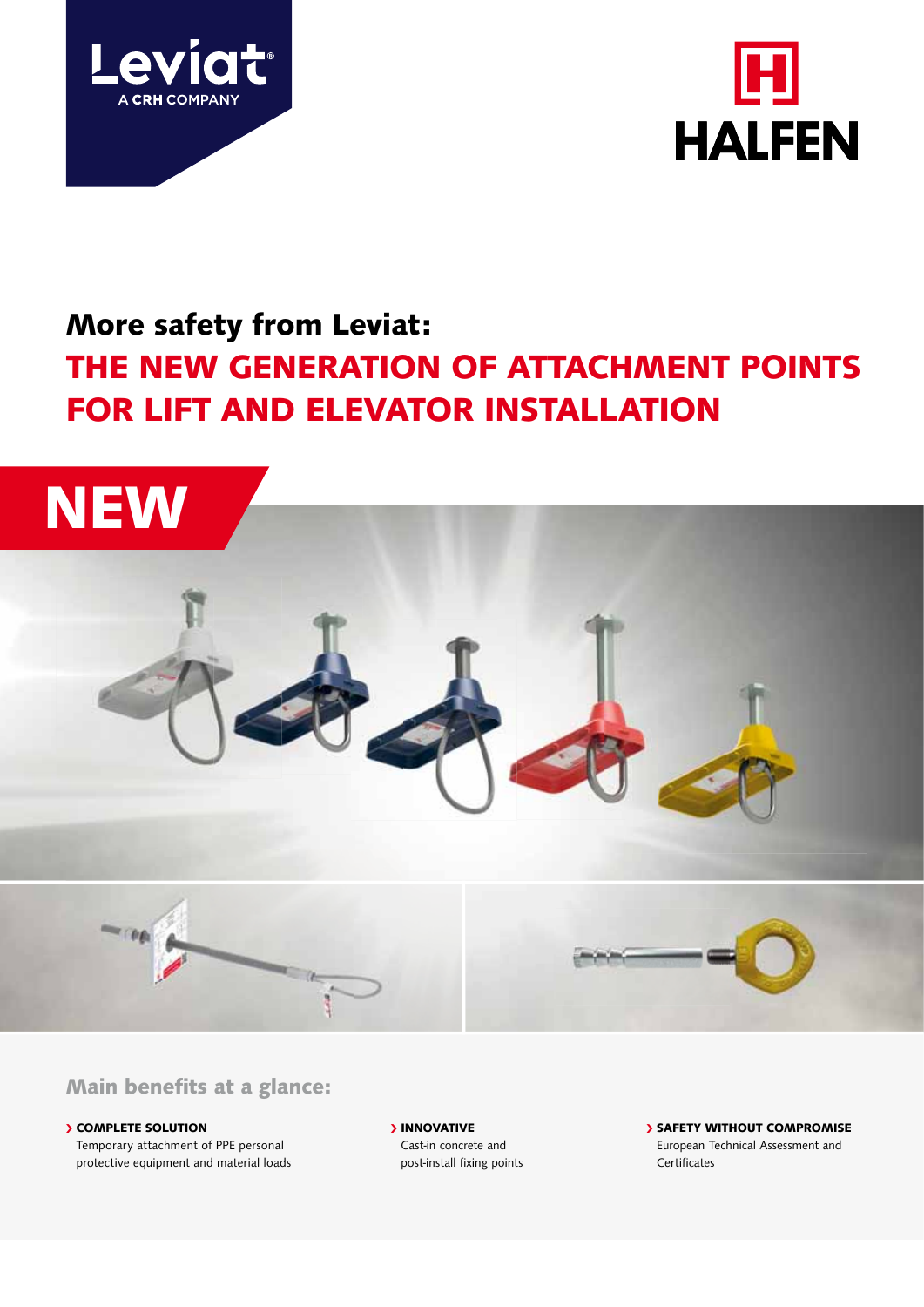Leviat®
A CRH COMPANY

HALFEN

# More safety from Leviat:

# THE NEW GENERATION OF ATTACHMENT POINTS FOR LIFT AND ELEVATOR INSTALLATION

NEW

## Main benefits at a glance:

› **COMPLETE SOLUTION**
Temporary attachment of PPE personal protective equipment and material loads

› **INNOVATIVE**
Cast-in concrete and post-install fixing points

› **SAFETY WITHOUT COMPROMISE**
European Technical Assessment and Certificates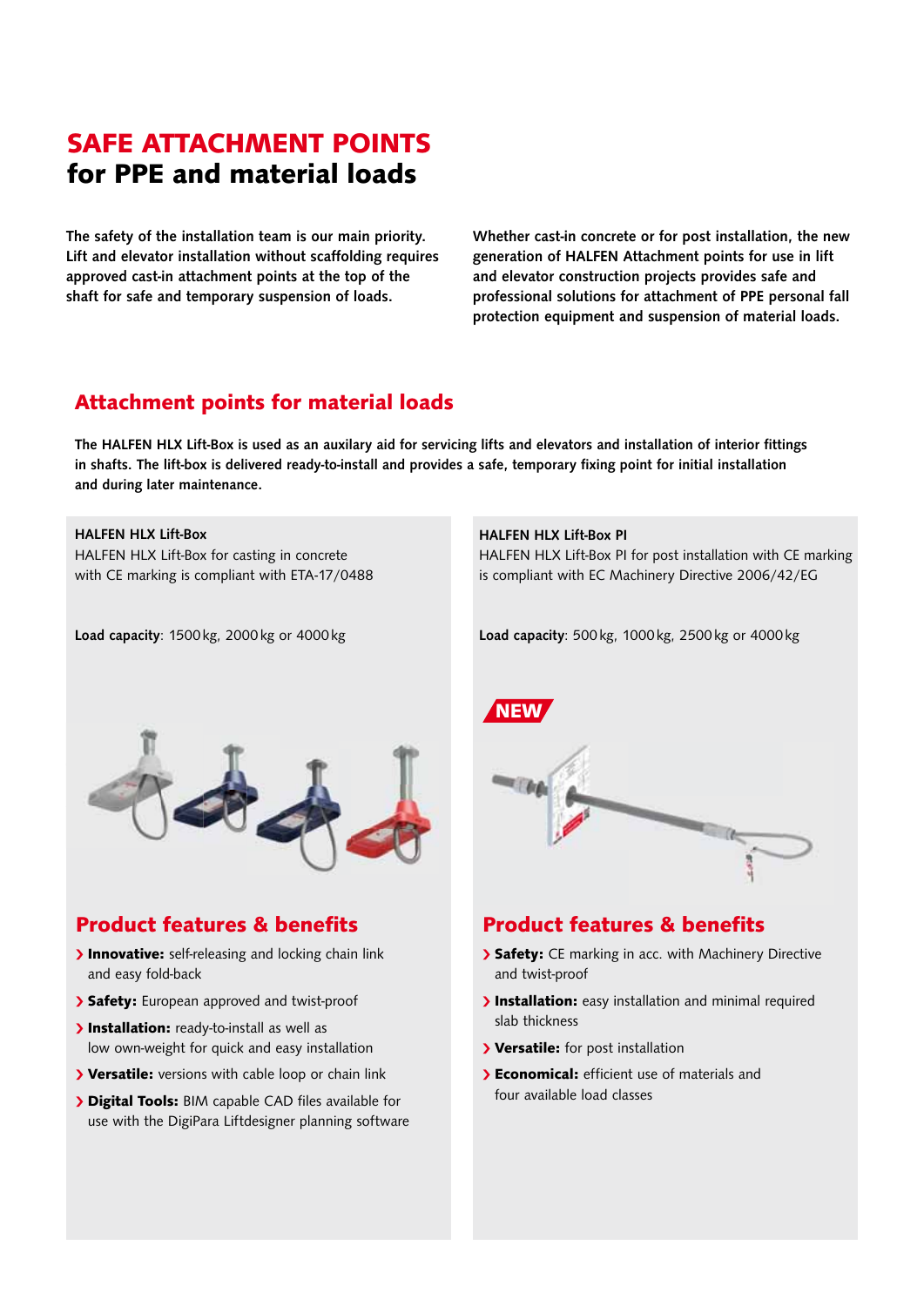# SAFE ATTACHMENT POINTS
## for PPE and material loads

**The safety of the installation team is our main priority. Lift and elevator installation without scaffolding requires approved cast-in attachment points at the top of the shaft for safe and temporary suspension of loads.**

**Whether cast-in concrete or for post installation, the new generation of HALFEN Attachment points for use in lift and elevator construction projects provides safe and professional solutions for attachment of PPE personal fall protection equipment and suspension of material loads.**

## Attachment points for material loads

**The HALFEN HLX Lift-Box is used as an auxilary aid for servicing lifts and elevators and installation of interior fittings in shafts. The lift-box is delivered ready-to-install and provides a safe, temporary fixing point for initial installation and during later maintenance.**

**HALFEN HLX Lift-Box**
HALFEN HLX Lift-Box for casting in concrete with CE marking is compliant with ETA-17/0488

**Load capacity**: 1500 kg, 2000 kg or 4000 kg

### Product features & benefits

- **Innovative:** self-releasing and locking chain link and easy fold-back
- **Safety:** European approved and twist-proof
- **Installation:** ready-to-install as well as low own-weight for quick and easy installation
- **Versatile:** versions with cable loop or chain link
- **Digital Tools:** BIM capable CAD files available for use with the DigiPara Liftdesigner planning software

**HALFEN HLX Lift-Box PI**
HALFEN HLX Lift-Box PI for post installation with CE marking is compliant with EC Machinery Directive 2006/42/EG

**Load capacity**: 500 kg, 1000 kg, 2500 kg or 4000 kg

NEW

### Product features & benefits

- **Safety:** CE marking in acc. with Machinery Directive and twist-proof
- **Installation:** easy installation and minimal required slab thickness
- **Versatile:** for post installation
- **Economical:** efficient use of materials and four available load classes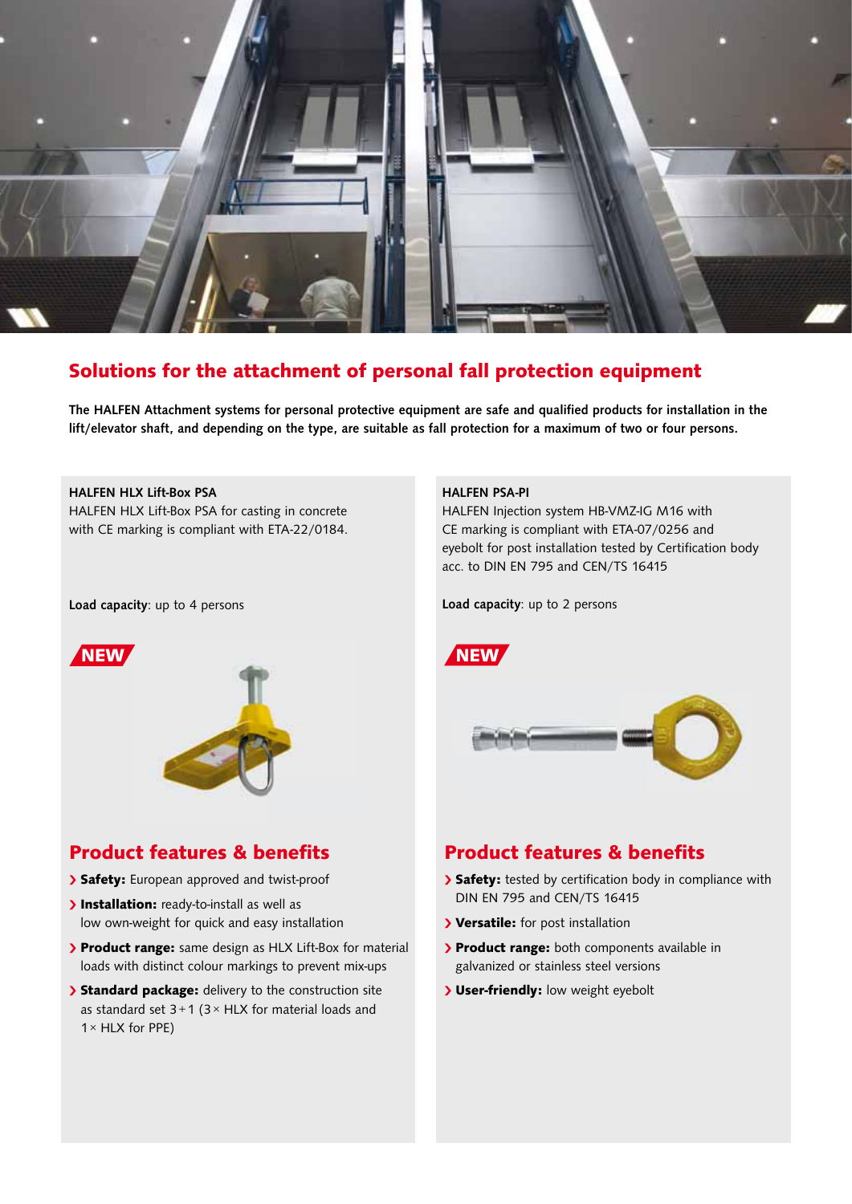## Solutions for the attachment of personal fall protection equipment

**The HALFEN Attachment systems for personal protective equipment are safe and qualified products for installation in the lift/elevator shaft, and depending on the type, are suitable as fall protection for a maximum of two or four persons.**

**HALFEN HLX Lift-Box PSA**

HALFEN HLX Lift-Box PSA for casting in concrete with CE marking is compliant with ETA-22/0184.

**Load capacity**: up to 4 persons

NEW

### Product features & benefits

- **Safety:** European approved and twist-proof
- **Installation:** ready-to-install as well as low own-weight for quick and easy installation
- **Product range:** same design as HLX Lift-Box for material loads with distinct colour markings to prevent mix-ups
- **Standard package:** delivery to the construction site as standard set 3 + 1 (3 × HLX for material loads and 1 × HLX for PPE)

**HALFEN PSA-PI**

HALFEN Injection system HB-VMZ-IG M16 with CE marking is compliant with ETA-07/0256 and eyebolt for post installation tested by Certification body acc. to DIN EN 795 and CEN/TS 16415

**Load capacity**: up to 2 persons

NEW

### Product features & benefits

- **Safety:** tested by certification body in compliance with DIN EN 795 and CEN/TS 16415
- **Versatile:** for post installation
- **Product range:** both components available in galvanized or stainless steel versions
- **User-friendly:** low weight eyebolt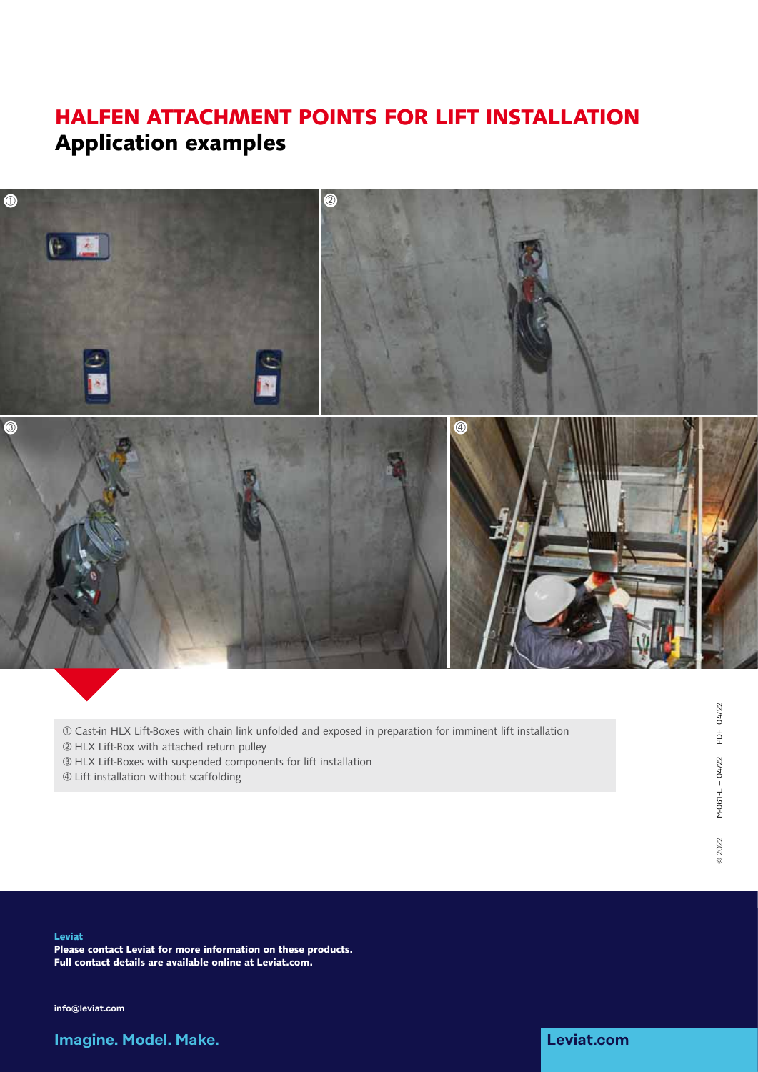# HALFEN ATTACHMENT POINTS FOR LIFT INSTALLATION
## Application examples

① Cast-in HLX Lift-Boxes with chain link unfolded and exposed in preparation for imminent lift installation
② HLX Lift-Box with attached return pulley
③ HLX Lift-Boxes with suspended components for lift installation
④ Lift installation without scaffolding

© 2022 M-061-E – 04/22 PDF 04/22

**Leviat**
**Please contact Leviat for more information on these products.**
**Full contact details are available online at Leviat.com.**

**info@leviat.com**

**Imagine. Model. Make.**

**Leviat.com**